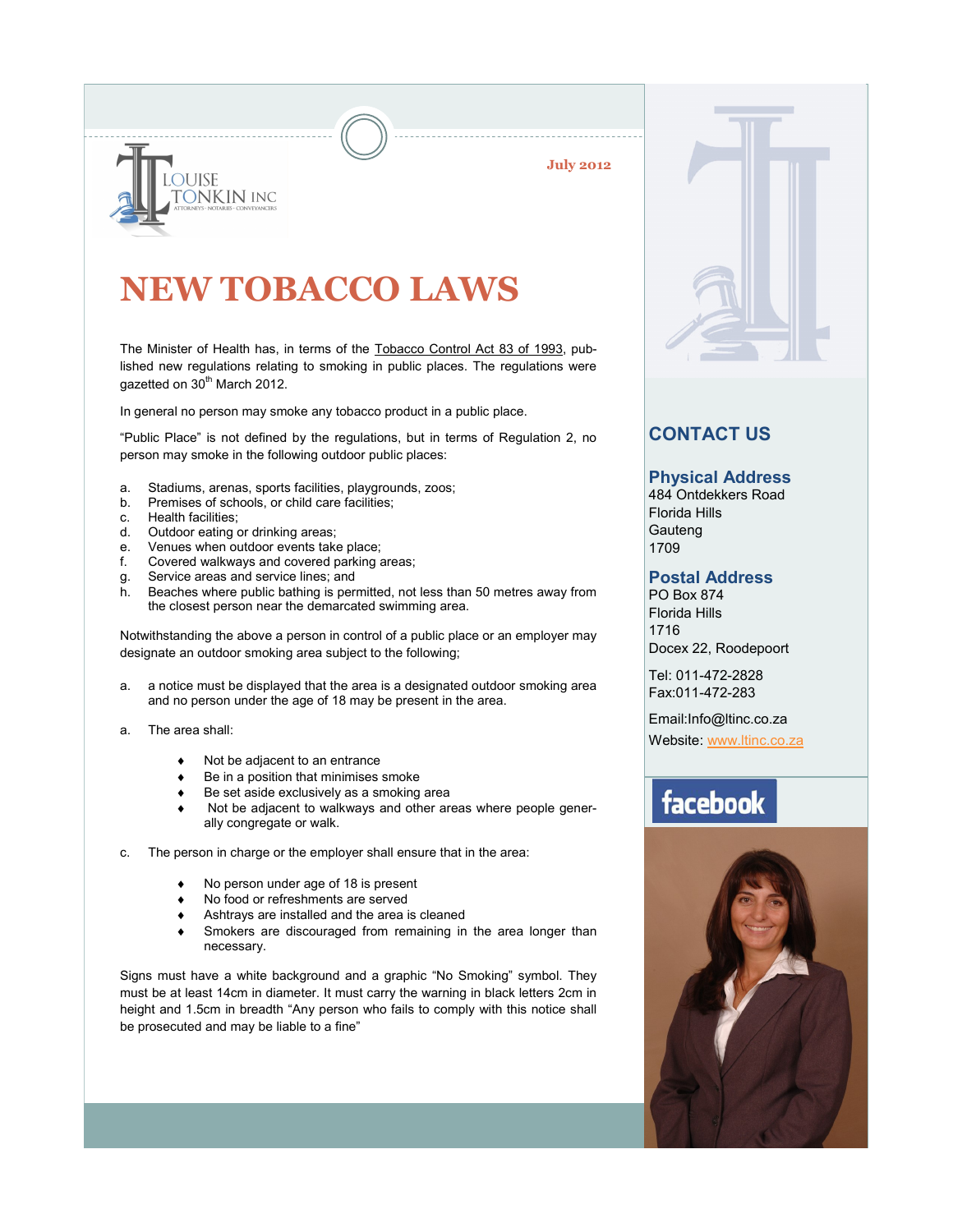LOUISE TONKIN INC
ATTORNEYS · NOTARIES · CONVEYANCERS

July 2012

# NEW TOBACCO LAWS

The Minister of Health has, in terms of the Tobacco Control Act 83 of 1993, published new regulations relating to smoking in public places. The regulations were gazetted on 30th March 2012.

In general no person may smoke any tobacco product in a public place.

"Public Place" is not defined by the regulations, but in terms of Regulation 2, no person may smoke in the following outdoor public places:

a. Stadiums, arenas, sports facilities, playgrounds, zoos;
b. Premises of schools, or child care facilities;
c. Health facilities;
d. Outdoor eating or drinking areas;
e. Venues when outdoor events take place;
f. Covered walkways and covered parking areas;
g. Service areas and service lines; and
h. Beaches where public bathing is permitted, not less than 50 metres away from the closest person near the demarcated swimming area.

Notwithstanding the above a person in control of a public place or an employer may designate an outdoor smoking area subject to the following;

a. a notice must be displayed that the area is a designated outdoor smoking area and no person under the age of 18 may be present in the area.

a. The area shall:

- Not be adjacent to an entrance
- Be in a position that minimises smoke
- Be set aside exclusively as a smoking area
- Not be adjacent to walkways and other areas where people generally congregate or walk.

c. The person in charge or the employer shall ensure that in the area:

- No person under age of 18 is present
- No food or refreshments are served
- Ashtrays are installed and the area is cleaned
- Smokers are discouraged from remaining in the area longer than necessary.

Signs must have a white background and a graphic "No Smoking" symbol. They must be at least 14cm in diameter. It must carry the warning in black letters 2cm in height and 1.5cm in breadth "Any person who fails to comply with this notice shall be prosecuted and may be liable to a fine"

## CONTACT US

### Physical Address

484 Ontdekkers Road
Florida Hills
Gauteng
1709

### Postal Address

PO Box 874
Florida Hills
1716
Docex 22, Roodepoort

Tel: 011-472-2828
Fax:011-472-283

Email:Info@ltinc.co.za

Website: www.ltinc.co.za

facebook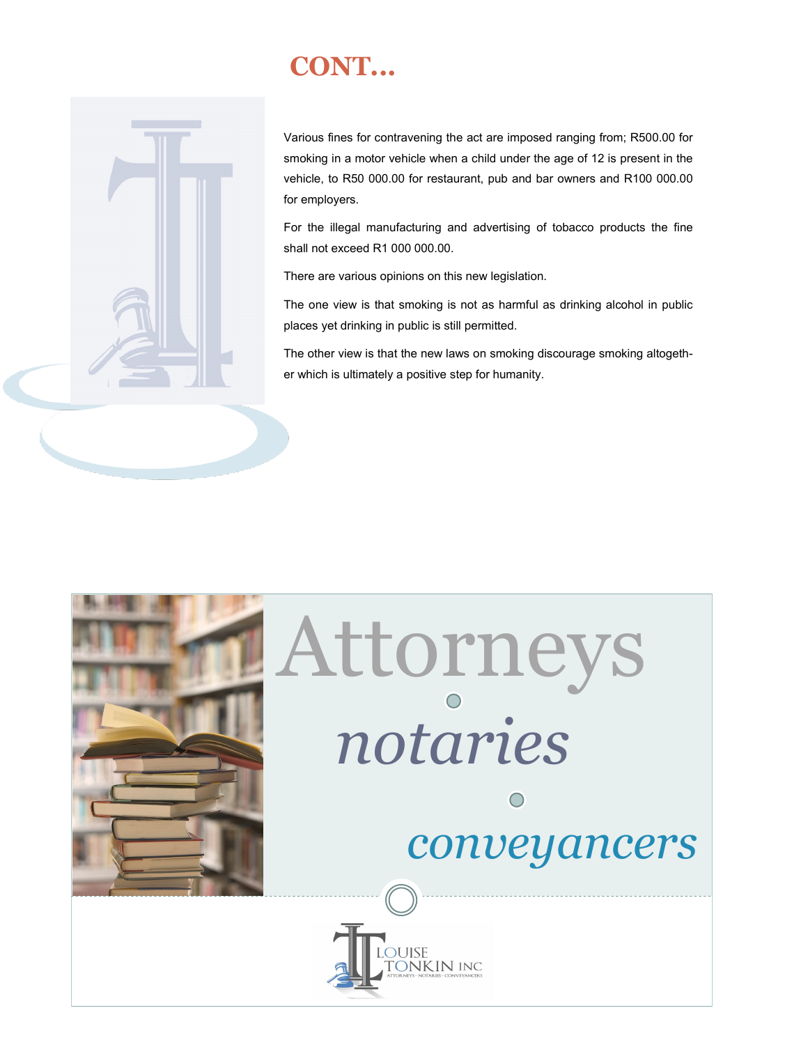# CONT…

Various fines for contravening the act are imposed ranging from; R500.00 for smoking in a motor vehicle when a child under the age of 12 is present in the vehicle, to R50 000.00 for restaurant, pub and bar owners and R100 000.00 for employers.

For the illegal manufacturing and advertising of tobacco products the fine shall not exceed R1 000 000.00.

There are various opinions on this new legislation.

The one view is that smoking is not as harmful as drinking alcohol in public places yet drinking in public is still permitted.

The other view is that the new laws on smoking discourage smoking altogether which is ultimately a positive step for humanity.

Attorneys

*notaries*

*conveyancers*

LOUISE TONKIN INC

ATTORNEYS · NOTARIES · CONVEYANCERS